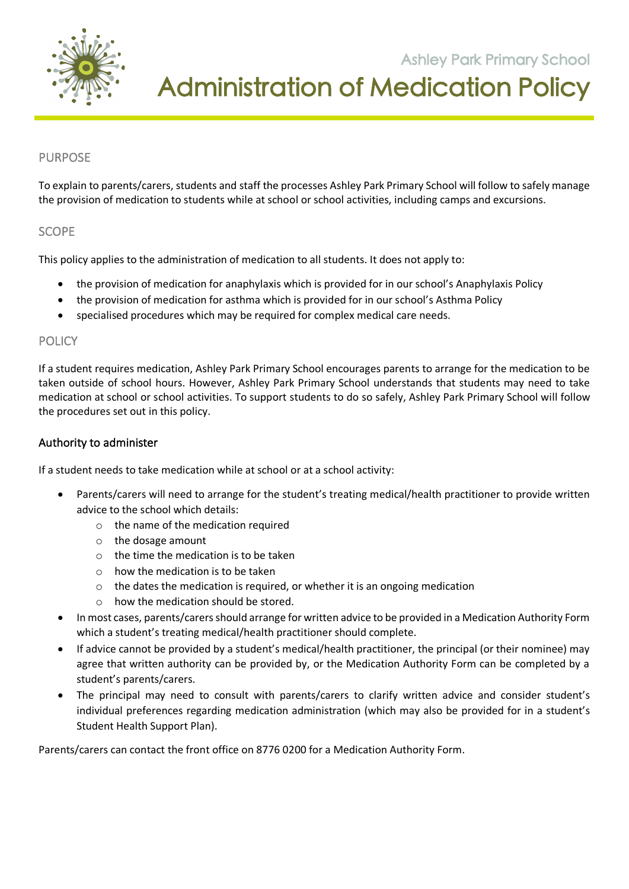Ashley Park Primary School

# Administration of Medication Policy

## PURPOSE

To explain to parents/carers, students and staff the processes Ashley Park Primary School will follow to safely manage the provision of medication to students while at school or school activities, including camps and excursions.

## SCOPE

This policy applies to the administration of medication to all students. It does not apply to:

- the provision of medication for anaphylaxis which is provided for in our school's Anaphylaxis Policy
- the provision of medication for asthma which is provided for in our school's Asthma Policy
- specialised procedures which may be required for complex medical care needs.

## POLICY

If a student requires medication, Ashley Park Primary School encourages parents to arrange for the medication to be taken outside of school hours. However, Ashley Park Primary School understands that students may need to take medication at school or school activities. To support students to do so safely, Ashley Park Primary School will follow the procedures set out in this policy.

### Authority to administer

If a student needs to take medication while at school or at a school activity:

- Parents/carers will need to arrange for the student's treating medical/health practitioner to provide written advice to the school which details:
    - the name of the medication required
    - the dosage amount
    - the time the medication is to be taken
    - how the medication is to be taken
    - the dates the medication is required, or whether it is an ongoing medication
    - how the medication should be stored.
- In most cases, parents/carers should arrange for written advice to be provided in a Medication Authority Form which a student's treating medical/health practitioner should complete.
- If advice cannot be provided by a student's medical/health practitioner, the principal (or their nominee) may agree that written authority can be provided by, or the Medication Authority Form can be completed by a student's parents/carers.
- The principal may need to consult with parents/carers to clarify written advice and consider student's individual preferences regarding medication administration (which may also be provided for in a student's Student Health Support Plan).

Parents/carers can contact the front office on 8776 0200 for a Medication Authority Form.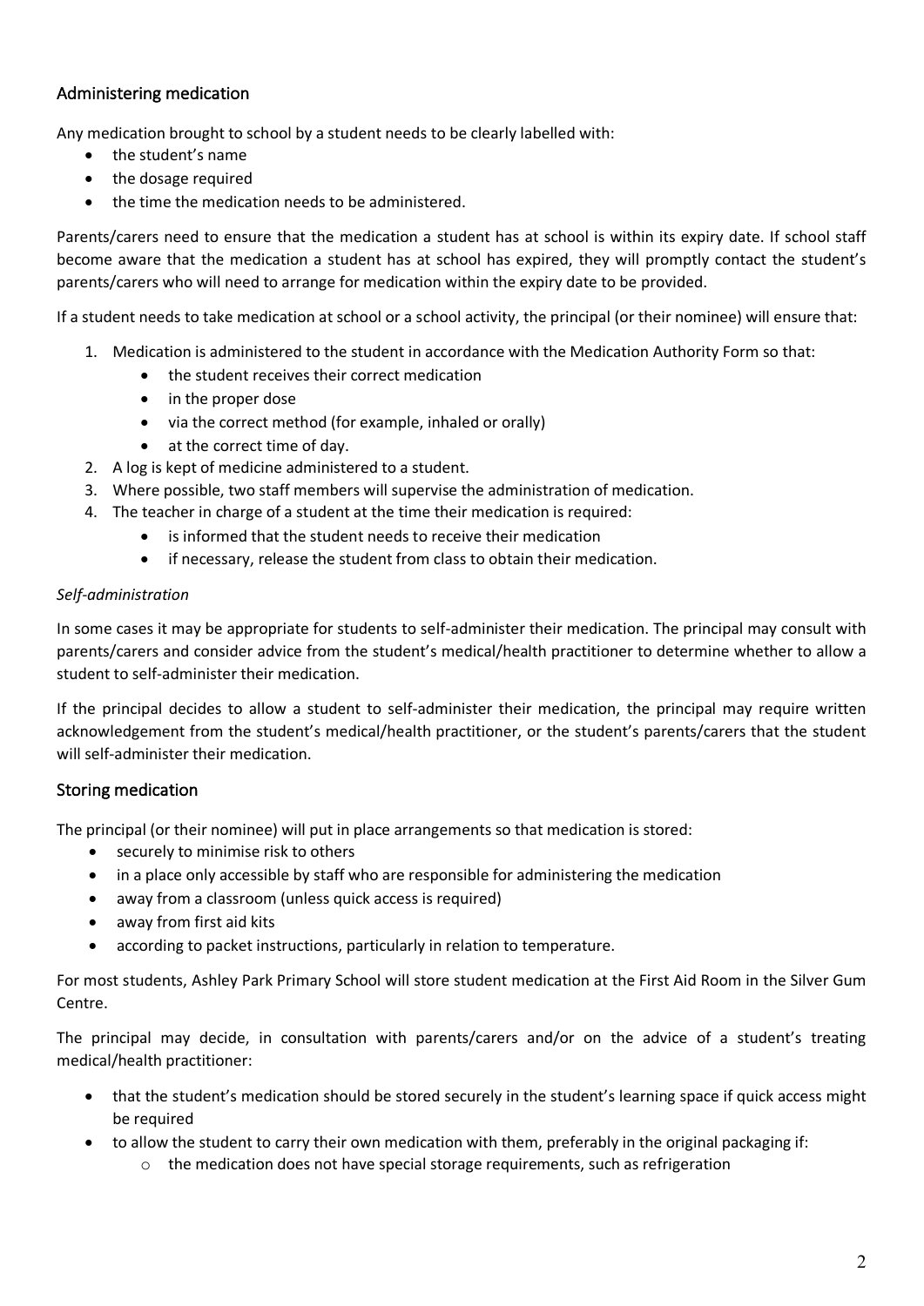## Administering medication

Any medication brought to school by a student needs to be clearly labelled with:

- the student's name
- the dosage required
- the time the medication needs to be administered.

Parents/carers need to ensure that the medication a student has at school is within its expiry date. If school staff become aware that the medication a student has at school has expired, they will promptly contact the student's parents/carers who will need to arrange for medication within the expiry date to be provided.

If a student needs to take medication at school or a school activity, the principal (or their nominee) will ensure that:

1. Medication is administered to the student in accordance with the Medication Authority Form so that:
   - the student receives their correct medication
   - in the proper dose
   - via the correct method (for example, inhaled or orally)
   - at the correct time of day.
2. A log is kept of medicine administered to a student.
3. Where possible, two staff members will supervise the administration of medication.
4. The teacher in charge of a student at the time their medication is required:
   - is informed that the student needs to receive their medication
   - if necessary, release the student from class to obtain their medication.

*Self-administration*

In some cases it may be appropriate for students to self-administer their medication. The principal may consult with parents/carers and consider advice from the student's medical/health practitioner to determine whether to allow a student to self-administer their medication.

If the principal decides to allow a student to self-administer their medication, the principal may require written acknowledgement from the student's medical/health practitioner, or the student's parents/carers that the student will self-administer their medication.

## Storing medication

The principal (or their nominee) will put in place arrangements so that medication is stored:

- securely to minimise risk to others
- in a place only accessible by staff who are responsible for administering the medication
- away from a classroom (unless quick access is required)
- away from first aid kits
- according to packet instructions, particularly in relation to temperature.

For most students, Ashley Park Primary School will store student medication at the First Aid Room in the Silver Gum Centre.

The principal may decide, in consultation with parents/carers and/or on the advice of a student's treating medical/health practitioner:

- that the student's medication should be stored securely in the student's learning space if quick access might be required
- to allow the student to carry their own medication with them, preferably in the original packaging if:
  - the medication does not have special storage requirements, such as refrigeration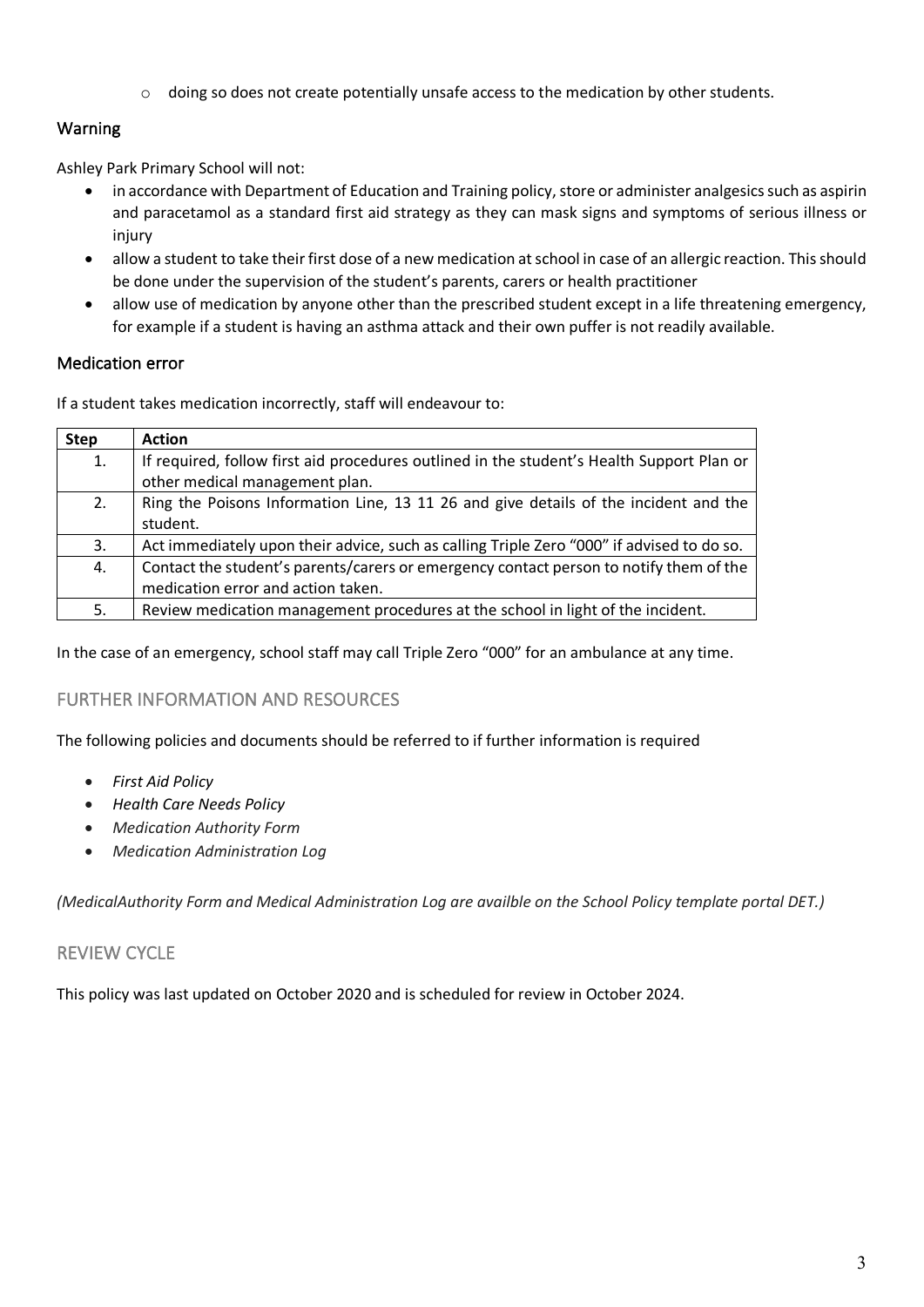- doing so does not create potentially unsafe access to the medication by other students.

### Warning

Ashley Park Primary School will not:

- in accordance with Department of Education and Training policy, store or administer analgesics such as aspirin and paracetamol as a standard first aid strategy as they can mask signs and symptoms of serious illness or injury
- allow a student to take their first dose of a new medication at school in case of an allergic reaction. This should be done under the supervision of the student's parents, carers or health practitioner
- allow use of medication by anyone other than the prescribed student except in a life threatening emergency, for example if a student is having an asthma attack and their own puffer is not readily available.

### Medication error

If a student takes medication incorrectly, staff will endeavour to:

| Step | Action |
|---|---|
| 1. | If required, follow first aid procedures outlined in the student's Health Support Plan or other medical management plan. |
| 2. | Ring the Poisons Information Line, 13 11 26 and give details of the incident and the student. |
| 3. | Act immediately upon their advice, such as calling Triple Zero "000" if advised to do so. |
| 4. | Contact the student's parents/carers or emergency contact person to notify them of the medication error and action taken. |
| 5. | Review medication management procedures at the school in light of the incident. |

In the case of an emergency, school staff may call Triple Zero "000" for an ambulance at any time.

## FURTHER INFORMATION AND RESOURCES

The following policies and documents should be referred to if further information is required

- *First Aid Policy*
- *Health Care Needs Policy*
- *Medication Authority Form*
- *Medication Administration Log*

*(MedicalAuthority Form and Medical Administration Log are availble on the School Policy template portal DET.)*

## REVIEW CYCLE

This policy was last updated on October 2020 and is scheduled for review in October 2024.